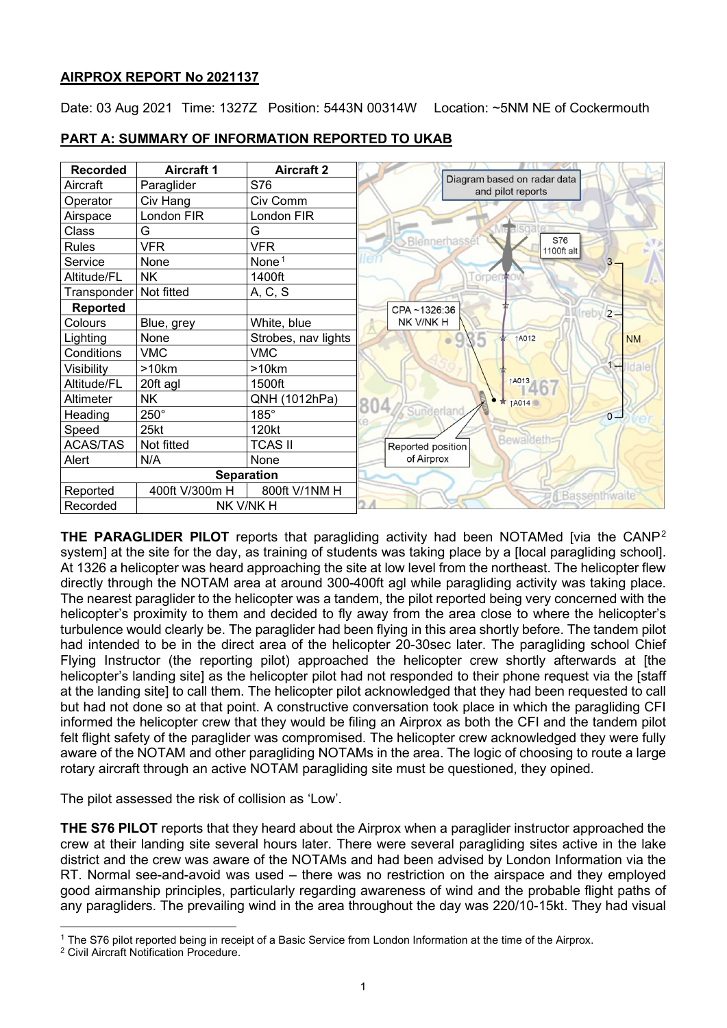## AIRPROX REPORT No 2021137

Date: 03 Aug 2021 Time: 1327Z Position: 5443N 00314W Location: ~5NM NE of Cockermouth

## PART A: SUMMARY OF INFORMATION REPORTED TO UKAB

| Recorded | Aircraft 1 | Aircraft 2 |
|---|---|---|
| Aircraft | Paraglider | S76 |
| Operator | Civ Hang | Civ Comm |
| Airspace | London FIR | London FIR |
| Class | G | G |
| Rules | VFR | VFR |
| Service | None | None[1] |
| Altitude/FL | NK | 1400ft |
| Transponder | Not fitted | A, C, S |
| **Reported** | | |
| Colours | Blue, grey | White, blue |
| Lighting | None | Strobes, nav lights |
| Conditions | VMC | VMC |
| Visibility | >10km | >10km |
| Altitude/FL | 20ft agl | 1500ft |
| Altimeter | NK | QNH (1012hPa) |
| Heading | 250° | 185° |
| Speed | 25kt | 120kt |
| ACAS/TAS | Not fitted | TCAS II |
| Alert | N/A | None |
| **Separation** | | |
| Reported | 400ft V/300m H | 800ft V/1NM H |
| Recorded | NK V/NK H | |

Diagram based on radar data and pilot reports

**THE PARAGLIDER PILOT** reports that paragliding activity had been NOTAMed [via the CANP[2] system] at the site for the day, as training of students was taking place by a [local paragliding school]. At 1326 a helicopter was heard approaching the site at low level from the northeast. The helicopter flew directly through the NOTAM area at around 300-400ft agl while paragliding activity was taking place. The nearest paraglider to the helicopter was a tandem, the pilot reported being very concerned with the helicopter's proximity to them and decided to fly away from the area close to where the helicopter's turbulence would clearly be. The paraglider had been flying in this area shortly before. The tandem pilot had intended to be in the direct area of the helicopter 20-30sec later. The paragliding school Chief Flying Instructor (the reporting pilot) approached the helicopter crew shortly afterwards at [the helicopter's landing site] as the helicopter pilot had not responded to their phone request via the [staff at the landing site] to call them. The helicopter pilot acknowledged that they had been requested to call but had not done so at that point. A constructive conversation took place in which the paragliding CFI informed the helicopter crew that they would be filing an Airprox as both the CFI and the tandem pilot felt flight safety of the paraglider was compromised. The helicopter crew acknowledged they were fully aware of the NOTAM and other paragliding NOTAMs in the area. The logic of choosing to route a large rotary aircraft through an active NOTAM paragliding site must be questioned, they opined.

The pilot assessed the risk of collision as 'Low'.

**THE S76 PILOT** reports that they heard about the Airprox when a paraglider instructor approached the crew at their landing site several hours later. There were several paragliding sites active in the lake district and the crew was aware of the NOTAMs and had been advised by London Information via the RT. Normal see-and-avoid was used – there was no restriction on the airspace and they employed good airmanship principles, particularly regarding awareness of wind and the probable flight paths of any paragliders. The prevailing wind in the area throughout the day was 220/10-15kt. They had visual

[1] The S76 pilot reported being in receipt of a Basic Service from London Information at the time of the Airprox.
[2] Civil Aircraft Notification Procedure.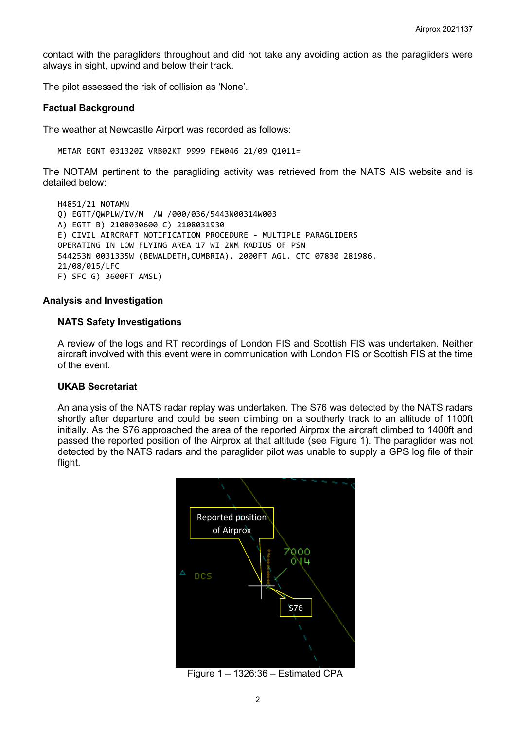contact with the paragliders throughout and did not take any avoiding action as the paragliders were always in sight, upwind and below their track.

The pilot assessed the risk of collision as 'None'.

**Factual Background**

The weather at Newcastle Airport was recorded as follows:

```
METAR EGNT 031320Z VRB02KT 9999 FEW046 21/09 Q1011=
```

The NOTAM pertinent to the paragliding activity was retrieved from the NATS AIS website and is detailed below:

```
H4851/21 NOTAMN
Q) EGTT/QWPLW/IV/M  /W /000/036/5443N00314W003
A) EGTT B) 2108030600 C) 2108031930
E) CIVIL AIRCRAFT NOTIFICATION PROCEDURE - MULTIPLE PARAGLIDERS
OPERATING IN LOW FLYING AREA 17 WI 2NM RADIUS OF PSN
544253N 0031335W (BEWALDETH,CUMBRIA). 2000FT AGL. CTC 07830 281986.
21/08/015/LFC
F) SFC G) 3600FT AMSL)
```

**Analysis and Investigation**

**NATS Safety Investigations**

A review of the logs and RT recordings of London FIS and Scottish FIS was undertaken. Neither aircraft involved with this event were in communication with London FIS or Scottish FIS at the time of the event.

**UKAB Secretariat**

An analysis of the NATS radar replay was undertaken. The S76 was detected by the NATS radars shortly after departure and could be seen climbing on a southerly track to an altitude of 1100ft initially. As the S76 approached the area of the reported Airprox the aircraft climbed to 1400ft and passed the reported position of the Airprox at that altitude (see Figure 1). The paraglider was not detected by the NATS radars and the paraglider pilot was unable to supply a GPS log file of their flight.

Figure 1 – 1326:36 – Estimated CPA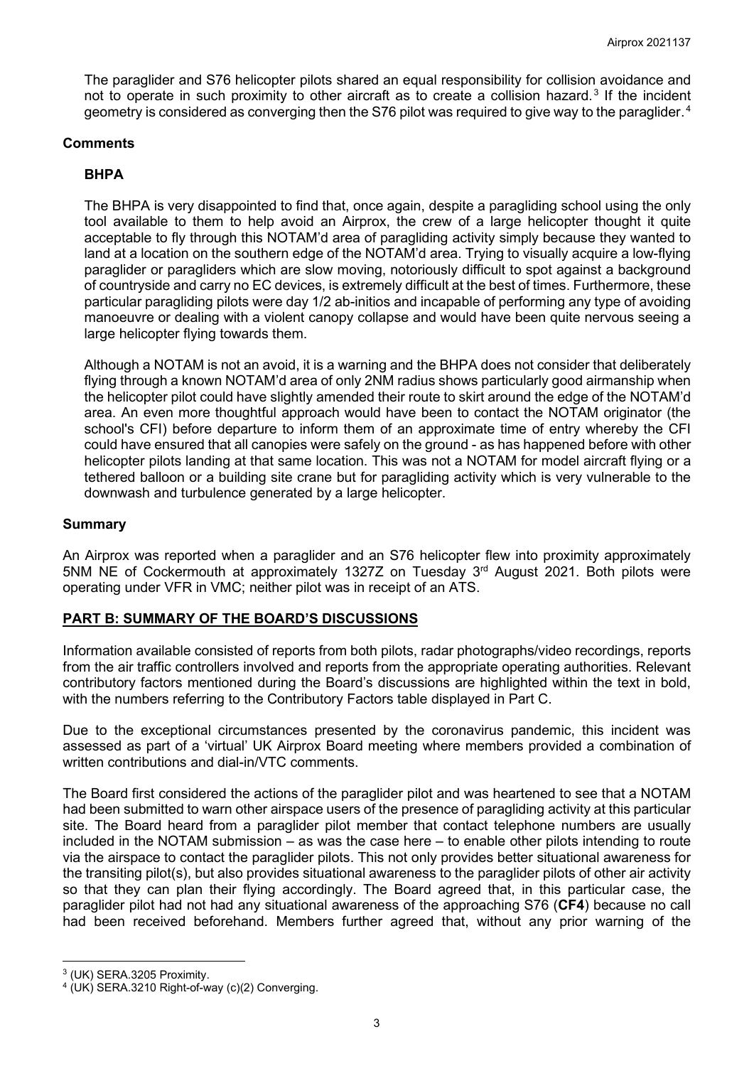The paraglider and S76 helicopter pilots shared an equal responsibility for collision avoidance and not to operate in such proximity to other aircraft as to create a collision hazard.[3] If the incident geometry is considered as converging then the S76 pilot was required to give way to the paraglider.[4]

## Comments

### BHPA

The BHPA is very disappointed to find that, once again, despite a paragliding school using the only tool available to them to help avoid an Airprox, the crew of a large helicopter thought it quite acceptable to fly through this NOTAM'd area of paragliding activity simply because they wanted to land at a location on the southern edge of the NOTAM'd area. Trying to visually acquire a low-flying paraglider or paragliders which are slow moving, notoriously difficult to spot against a background of countryside and carry no EC devices, is extremely difficult at the best of times. Furthermore, these particular paragliding pilots were day 1/2 ab-initios and incapable of performing any type of avoiding manoeuvre or dealing with a violent canopy collapse and would have been quite nervous seeing a large helicopter flying towards them.

Although a NOTAM is not an avoid, it is a warning and the BHPA does not consider that deliberately flying through a known NOTAM'd area of only 2NM radius shows particularly good airmanship when the helicopter pilot could have slightly amended their route to skirt around the edge of the NOTAM'd area. An even more thoughtful approach would have been to contact the NOTAM originator (the school's CFI) before departure to inform them of an approximate time of entry whereby the CFI could have ensured that all canopies were safely on the ground - as has happened before with other helicopter pilots landing at that same location. This was not a NOTAM for model aircraft flying or a tethered balloon or a building site crane but for paragliding activity which is very vulnerable to the downwash and turbulence generated by a large helicopter.

## Summary

An Airprox was reported when a paraglider and an S76 helicopter flew into proximity approximately 5NM NE of Cockermouth at approximately 1327Z on Tuesday 3rd August 2021. Both pilots were operating under VFR in VMC; neither pilot was in receipt of an ATS.

## PART B: SUMMARY OF THE BOARD'S DISCUSSIONS

Information available consisted of reports from both pilots, radar photographs/video recordings, reports from the air traffic controllers involved and reports from the appropriate operating authorities. Relevant contributory factors mentioned during the Board's discussions are highlighted within the text in bold, with the numbers referring to the Contributory Factors table displayed in Part C.

Due to the exceptional circumstances presented by the coronavirus pandemic, this incident was assessed as part of a 'virtual' UK Airprox Board meeting where members provided a combination of written contributions and dial-in/VTC comments.

The Board first considered the actions of the paraglider pilot and was heartened to see that a NOTAM had been submitted to warn other airspace users of the presence of paragliding activity at this particular site. The Board heard from a paraglider pilot member that contact telephone numbers are usually included in the NOTAM submission – as was the case here – to enable other pilots intending to route via the airspace to contact the paraglider pilots. This not only provides better situational awareness for the transiting pilot(s), but also provides situational awareness to the paraglider pilots of other air activity so that they can plan their flying accordingly. The Board agreed that, in this particular case, the paraglider pilot had not had any situational awareness of the approaching S76 (**CF4**) because no call had been received beforehand. Members further agreed that, without any prior warning of the

[3] (UK) SERA.3205 Proximity.

[4] (UK) SERA.3210 Right-of-way (c)(2) Converging.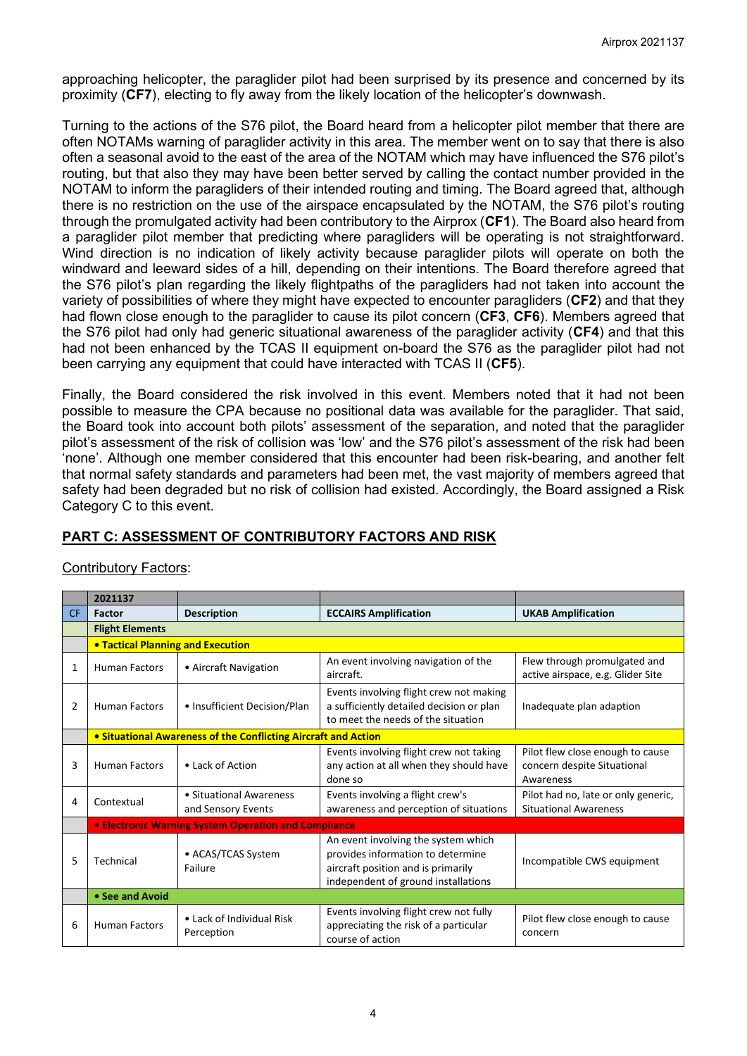approaching helicopter, the paraglider pilot had been surprised by its presence and concerned by its proximity (**CF7**), electing to fly away from the likely location of the helicopter's downwash.

Turning to the actions of the S76 pilot, the Board heard from a helicopter pilot member that there are often NOTAMs warning of paraglider activity in this area. The member went on to say that there is also often a seasonal avoid to the east of the area of the NOTAM which may have influenced the S76 pilot's routing, but that also they may have been better served by calling the contact number provided in the NOTAM to inform the paragliders of their intended routing and timing. The Board agreed that, although there is no restriction on the use of the airspace encapsulated by the NOTAM, the S76 pilot's routing through the promulgated activity had been contributory to the Airprox (**CF1**). The Board also heard from a paraglider pilot member that predicting where paragliders will be operating is not straightforward. Wind direction is no indication of likely activity because paraglider pilots will operate on both the windward and leeward sides of a hill, depending on their intentions. The Board therefore agreed that the S76 pilot's plan regarding the likely flightpaths of the paragliders had not taken into account the variety of possibilities of where they might have expected to encounter paragliders (**CF2**) and that they had flown close enough to the paraglider to cause its pilot concern (**CF3**, **CF6**). Members agreed that the S76 pilot had only had generic situational awareness of the paraglider activity (**CF4**) and that this had not been enhanced by the TCAS II equipment on-board the S76 as the paraglider pilot had not been carrying any equipment that could have interacted with TCAS II (**CF5**).

Finally, the Board considered the risk involved in this event. Members noted that it had not been possible to measure the CPA because no positional data was available for the paraglider. That said, the Board took into account both pilots' assessment of the separation, and noted that the paraglider pilot's assessment of the risk of collision was 'low' and the S76 pilot's assessment of the risk had been 'none'. Although one member considered that this encounter had been risk-bearing, and another felt that normal safety standards and parameters had been met, the vast majority of members agreed that safety had been degraded but no risk of collision had existed. Accordingly, the Board assigned a Risk Category C to this event.

## PART C: ASSESSMENT OF CONTRIBUTORY FACTORS AND RISK

Contributory Factors:

| | 2021137 | | | |
|---|---|---|---|---|
| CF | Factor | Description | ECCAIRS Amplification | UKAB Amplification |
| | **Flight Elements** | | | |
| | **• Tactical Planning and Execution** | | | |
| 1 | Human Factors | • Aircraft Navigation | An event involving navigation of the aircraft. | Flew through promulgated and active airspace, e.g. Glider Site |
| 2 | Human Factors | • Insufficient Decision/Plan | Events involving flight crew not making a sufficiently detailed decision or plan to meet the needs of the situation | Inadequate plan adaption |
| | **• Situational Awareness of the Conflicting Aircraft and Action** | | | |
| 3 | Human Factors | • Lack of Action | Events involving flight crew not taking any action at all when they should have done so | Pilot flew close enough to cause concern despite Situational Awareness |
| 4 | Contextual | • Situational Awareness and Sensory Events | Events involving a flight crew's awareness and perception of situations | Pilot had no, late or only generic, Situational Awareness |
| | **• Electronic Warning System Operation and Compliance** | | | |
| 5 | Technical | • ACAS/TCAS System Failure | An event involving the system which provides information to determine aircraft position and is primarily independent of ground installations | Incompatible CWS equipment |
| | **• See and Avoid** | | | |
| 6 | Human Factors | • Lack of Individual Risk Perception | Events involving flight crew not fully appreciating the risk of a particular course of action | Pilot flew close enough to cause concern |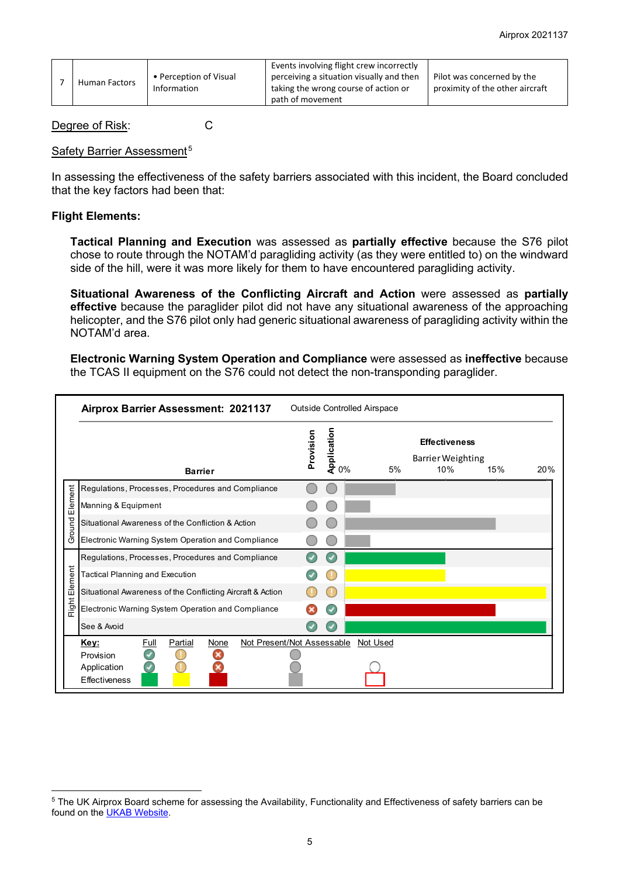| | | | | |
|---|---|---|---|---|
| 7 | Human Factors | • Perception of Visual Information | Events involving flight crew incorrectly perceiving a situation visually and then taking the wrong course of action or path of movement | Pilot was concerned by the proximity of the other aircraft |

Degree of Risk: C

Safety Barrier Assessment[5]

In assessing the effectiveness of the safety barriers associated with this incident, the Board concluded that the key factors had been that:

**Flight Elements:**

**Tactical Planning and Execution** was assessed as **partially effective** because the S76 pilot chose to route through the NOTAM'd paragliding activity (as they were entitled to) on the windward side of the hill, were it was more likely for them to have encountered paragliding activity.

**Situational Awareness of the Conflicting Aircraft and Action** were assessed as **partially effective** because the paraglider pilot did not have any situational awareness of the approaching helicopter, and the S76 pilot only had generic situational awareness of paragliding activity within the NOTAM'd area.

**Electronic Warning System Operation and Compliance** were assessed as **ineffective** because the TCAS II equipment on the S76 could not detect the non-transponding paraglider.

**Airprox Barrier Assessment: 2021137** Outside Controlled Airspace

Effectiveness

Barrier Weighting

0% 5% 10% 15% 20%

Barrier / Provision / Application

Ground Element
- Regulations, Processes, Procedures and Compliance
- Manning & Equipment
- Situational Awareness of the Confliction & Action
- Electronic Warning System Operation and Compliance

Flight Element
- Regulations, Processes, Procedures and Compliance
- Tactical Planning and Execution
- Situational Awareness of the Conflicting Aircraft & Action
- Electronic Warning System Operation and Compliance
- See & Avoid

Key: Full / Partial / None / Not Present/Not Assessable / Not Used

Provision

Application

Effectiveness

[5] The UK Airprox Board scheme for assessing the Availability, Functionality and Effectiveness of safety barriers can be found on the UKAB Website.